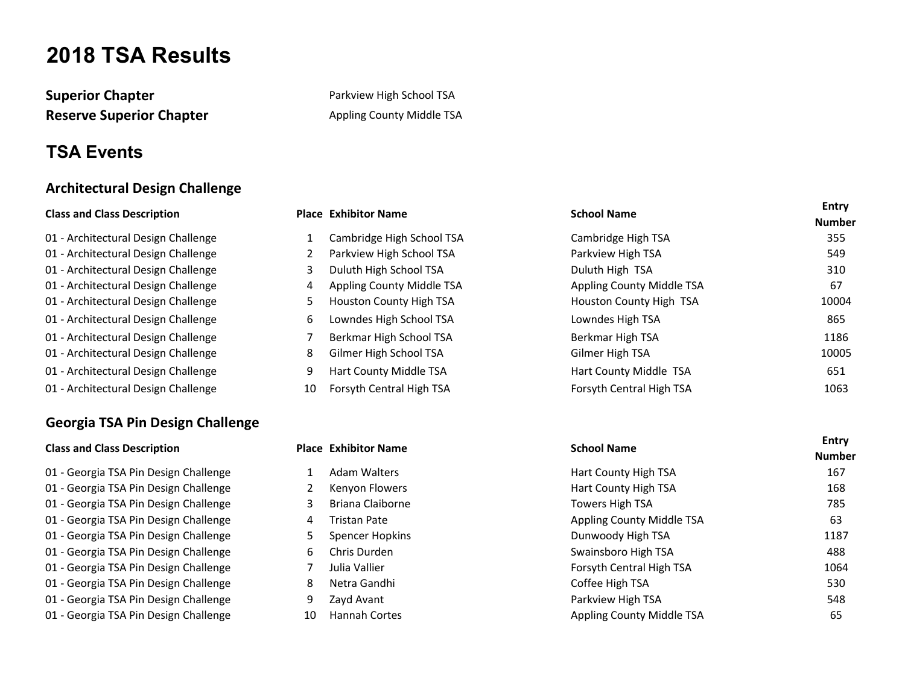# 2018 TSA Results

**Superior Chapter** Parkview High School TSA
**Reserve Superior Chapter** Appling County Middle TSA

## TSA Events

### Architectural Design Challenge

| Class and Class Description | Place | Exhibitor Name | School Name | Entry Number |
|---|---|---|---|---|
| 01 - Architectural Design Challenge | 1 | Cambridge High School TSA | Cambridge High TSA | 355 |
| 01 - Architectural Design Challenge | 2 | Parkview High School TSA | Parkview High TSA | 549 |
| 01 - Architectural Design Challenge | 3 | Duluth High School TSA | Duluth High TSA | 310 |
| 01 - Architectural Design Challenge | 4 | Appling County Middle TSA | Appling County Middle TSA | 67 |
| 01 - Architectural Design Challenge | 5 | Houston County High TSA | Houston County High TSA | 10004 |
| 01 - Architectural Design Challenge | 6 | Lowndes High School TSA | Lowndes High TSA | 865 |
| 01 - Architectural Design Challenge | 7 | Berkmar High School TSA | Berkmar High TSA | 1186 |
| 01 - Architectural Design Challenge | 8 | Gilmer High School TSA | Gilmer High TSA | 10005 |
| 01 - Architectural Design Challenge | 9 | Hart County Middle TSA | Hart County Middle TSA | 651 |
| 01 - Architectural Design Challenge | 10 | Forsyth Central High TSA | Forsyth Central High TSA | 1063 |

### Georgia TSA Pin Design Challenge

| Class and Class Description | Place | Exhibitor Name | School Name | Entry Number |
|---|---|---|---|---|
| 01 - Georgia TSA Pin Design Challenge | 1 | Adam Walters | Hart County High TSA | 167 |
| 01 - Georgia TSA Pin Design Challenge | 2 | Kenyon Flowers | Hart County High TSA | 168 |
| 01 - Georgia TSA Pin Design Challenge | 3 | Briana Claiborne | Towers High TSA | 785 |
| 01 - Georgia TSA Pin Design Challenge | 4 | Tristan Pate | Appling County Middle TSA | 63 |
| 01 - Georgia TSA Pin Design Challenge | 5 | Spencer Hopkins | Dunwoody High TSA | 1187 |
| 01 - Georgia TSA Pin Design Challenge | 6 | Chris Durden | Swainsboro High TSA | 488 |
| 01 - Georgia TSA Pin Design Challenge | 7 | Julia Vallier | Forsyth Central High TSA | 1064 |
| 01 - Georgia TSA Pin Design Challenge | 8 | Netra Gandhi | Coffee High TSA | 530 |
| 01 - Georgia TSA Pin Design Challenge | 9 | Zayd Avant | Parkview High TSA | 548 |
| 01 - Georgia TSA Pin Design Challenge | 10 | Hannah Cortes | Appling County Middle TSA | 65 |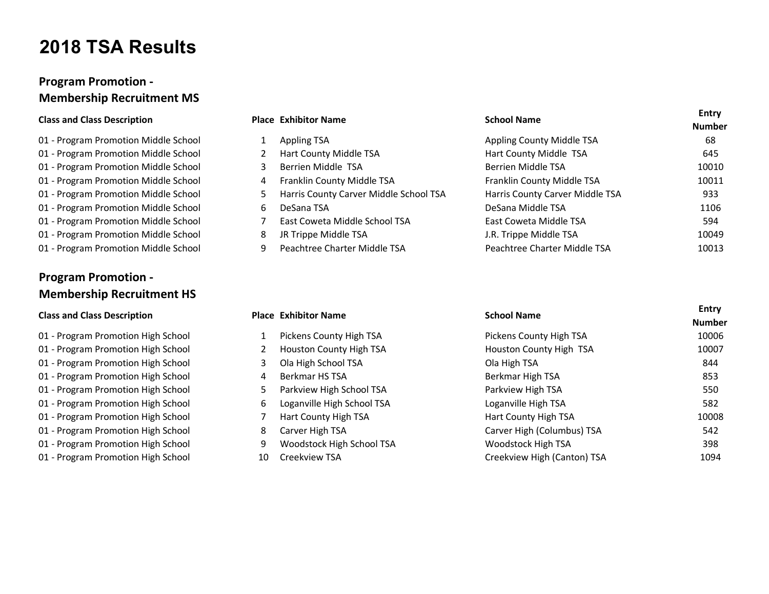# 2018 TSA Results

## Program Promotion - Membership Recruitment MS

| Class and Class Description | Place | Exhibitor Name | School Name | Entry Number |
|---|---|---|---|---|
| 01 - Program Promotion Middle School | 1 | Appling TSA | Appling County Middle TSA | 68 |
| 01 - Program Promotion Middle School | 2 | Hart County Middle TSA | Hart County Middle TSA | 645 |
| 01 - Program Promotion Middle School | 3 | Berrien Middle TSA | Berrien Middle TSA | 10010 |
| 01 - Program Promotion Middle School | 4 | Franklin County Middle TSA | Franklin County Middle TSA | 10011 |
| 01 - Program Promotion Middle School | 5 | Harris County Carver Middle School TSA | Harris County Carver Middle TSA | 933 |
| 01 - Program Promotion Middle School | 6 | DeSana TSA | DeSana Middle TSA | 1106 |
| 01 - Program Promotion Middle School | 7 | East Coweta Middle School TSA | East Coweta Middle TSA | 594 |
| 01 - Program Promotion Middle School | 8 | JR Trippe Middle TSA | J.R. Trippe Middle TSA | 10049 |
| 01 - Program Promotion Middle School | 9 | Peachtree Charter Middle TSA | Peachtree Charter Middle TSA | 10013 |

## Program Promotion - Membership Recruitment HS

| Class and Class Description | Place | Exhibitor Name | School Name | Entry Number |
|---|---|---|---|---|
| 01 - Program Promotion High School | 1 | Pickens County High TSA | Pickens County High TSA | 10006 |
| 01 - Program Promotion High School | 2 | Houston County High TSA | Houston County High TSA | 10007 |
| 01 - Program Promotion High School | 3 | Ola High School TSA | Ola High TSA | 844 |
| 01 - Program Promotion High School | 4 | Berkmar HS TSA | Berkmar High TSA | 853 |
| 01 - Program Promotion High School | 5 | Parkview High School TSA | Parkview High TSA | 550 |
| 01 - Program Promotion High School | 6 | Loganville High School TSA | Loganville High TSA | 582 |
| 01 - Program Promotion High School | 7 | Hart County High TSA | Hart County High TSA | 10008 |
| 01 - Program Promotion High School | 8 | Carver High TSA | Carver High (Columbus) TSA | 542 |
| 01 - Program Promotion High School | 9 | Woodstock High School TSA | Woodstock High TSA | 398 |
| 01 - Program Promotion High School | 10 | Creekview TSA | Creekview High (Canton) TSA | 1094 |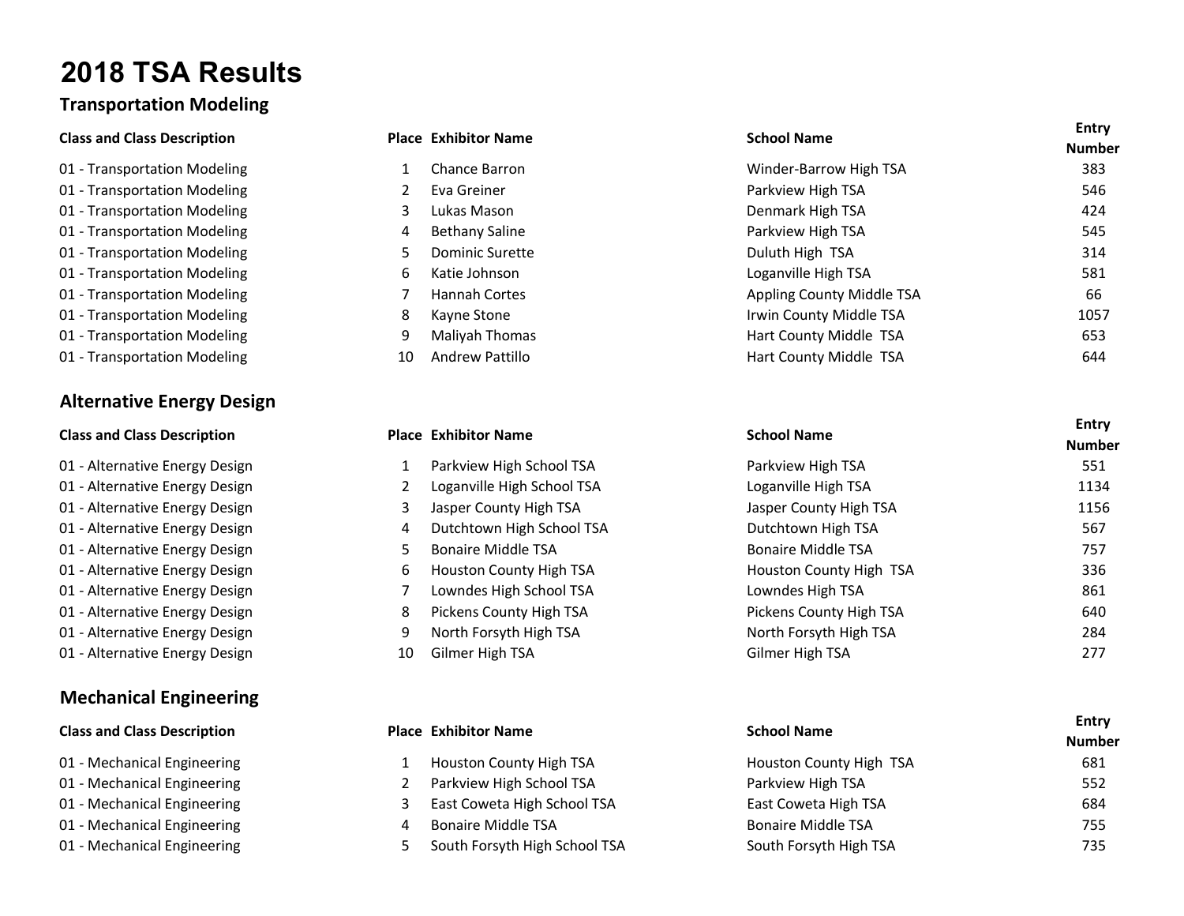# 2018 TSA Results

## Transportation Modeling

| Class and Class Description | Place | Exhibitor Name | School Name | Entry Number |
|---|---|---|---|---|
| 01 - Transportation Modeling | 1 | Chance Barron | Winder-Barrow High TSA | 383 |
| 01 - Transportation Modeling | 2 | Eva Greiner | Parkview High TSA | 546 |
| 01 - Transportation Modeling | 3 | Lukas Mason | Denmark High TSA | 424 |
| 01 - Transportation Modeling | 4 | Bethany Saline | Parkview High TSA | 545 |
| 01 - Transportation Modeling | 5 | Dominic Surette | Duluth High TSA | 314 |
| 01 - Transportation Modeling | 6 | Katie Johnson | Loganville High TSA | 581 |
| 01 - Transportation Modeling | 7 | Hannah Cortes | Appling County Middle TSA | 66 |
| 01 - Transportation Modeling | 8 | Kayne Stone | Irwin County Middle TSA | 1057 |
| 01 - Transportation Modeling | 9 | Maliyah Thomas | Hart County Middle TSA | 653 |
| 01 - Transportation Modeling | 10 | Andrew Pattillo | Hart County Middle TSA | 644 |

## Alternative Energy Design

| Class and Class Description | Place | Exhibitor Name | School Name | Entry Number |
|---|---|---|---|---|
| 01 - Alternative Energy Design | 1 | Parkview High School TSA | Parkview High TSA | 551 |
| 01 - Alternative Energy Design | 2 | Loganville High School TSA | Loganville High TSA | 1134 |
| 01 - Alternative Energy Design | 3 | Jasper County High TSA | Jasper County High TSA | 1156 |
| 01 - Alternative Energy Design | 4 | Dutchtown High School TSA | Dutchtown High TSA | 567 |
| 01 - Alternative Energy Design | 5 | Bonaire Middle TSA | Bonaire Middle TSA | 757 |
| 01 - Alternative Energy Design | 6 | Houston County High TSA | Houston County High TSA | 336 |
| 01 - Alternative Energy Design | 7 | Lowndes High School TSA | Lowndes High TSA | 861 |
| 01 - Alternative Energy Design | 8 | Pickens County High TSA | Pickens County High TSA | 640 |
| 01 - Alternative Energy Design | 9 | North Forsyth High TSA | North Forsyth High TSA | 284 |
| 01 - Alternative Energy Design | 10 | Gilmer High TSA | Gilmer High TSA | 277 |

## Mechanical Engineering

| Class and Class Description | Place | Exhibitor Name | School Name | Entry Number |
|---|---|---|---|---|
| 01 - Mechanical Engineering | 1 | Houston County High TSA | Houston County High TSA | 681 |
| 01 - Mechanical Engineering | 2 | Parkview High School TSA | Parkview High TSA | 552 |
| 01 - Mechanical Engineering | 3 | East Coweta High School TSA | East Coweta High TSA | 684 |
| 01 - Mechanical Engineering | 4 | Bonaire Middle TSA | Bonaire Middle TSA | 755 |
| 01 - Mechanical Engineering | 5 | South Forsyth High School TSA | South Forsyth High TSA | 735 |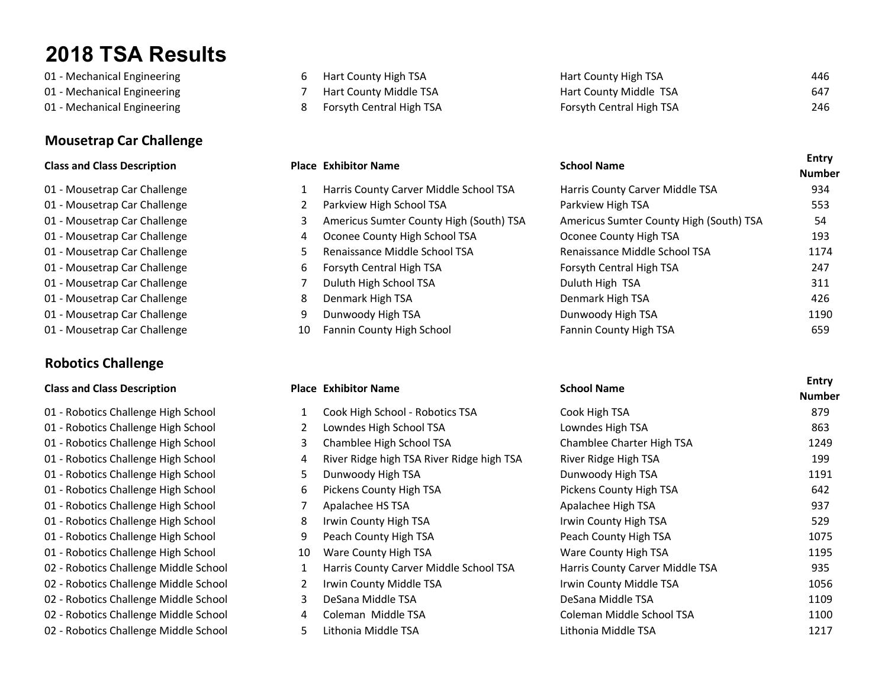# 2018 TSA Results

| | | | | |
|---|---|---|---|---|
| 01 - Mechanical Engineering | 6 | Hart County High TSA | Hart County High TSA | 446 |
| 01 - Mechanical Engineering | 7 | Hart County Middle TSA | Hart County Middle TSA | 647 |
| 01 - Mechanical Engineering | 8 | Forsyth Central High TSA | Forsyth Central High TSA | 246 |

## Mousetrap Car Challenge

| Class and Class Description | Place | Exhibitor Name | School Name | Entry Number |
|---|---|---|---|---|
| 01 - Mousetrap Car Challenge | 1 | Harris County Carver Middle School TSA | Harris County Carver Middle TSA | 934 |
| 01 - Mousetrap Car Challenge | 2 | Parkview High School TSA | Parkview High TSA | 553 |
| 01 - Mousetrap Car Challenge | 3 | Americus Sumter County High (South) TSA | Americus Sumter County High (South) TSA | 54 |
| 01 - Mousetrap Car Challenge | 4 | Oconee County High School TSA | Oconee County High TSA | 193 |
| 01 - Mousetrap Car Challenge | 5 | Renaissance Middle School TSA | Renaissance Middle School TSA | 1174 |
| 01 - Mousetrap Car Challenge | 6 | Forsyth Central High TSA | Forsyth Central High TSA | 247 |
| 01 - Mousetrap Car Challenge | 7 | Duluth High School TSA | Duluth High TSA | 311 |
| 01 - Mousetrap Car Challenge | 8 | Denmark High TSA | Denmark High TSA | 426 |
| 01 - Mousetrap Car Challenge | 9 | Dunwoody High TSA | Dunwoody High TSA | 1190 |
| 01 - Mousetrap Car Challenge | 10 | Fannin County High School | Fannin County High TSA | 659 |

## Robotics Challenge

| Class and Class Description | Place | Exhibitor Name | School Name | Entry Number |
|---|---|---|---|---|
| 01 - Robotics Challenge High School | 1 | Cook High School - Robotics TSA | Cook High TSA | 879 |
| 01 - Robotics Challenge High School | 2 | Lowndes High School TSA | Lowndes High TSA | 863 |
| 01 - Robotics Challenge High School | 3 | Chamblee High School TSA | Chamblee Charter High TSA | 1249 |
| 01 - Robotics Challenge High School | 4 | River Ridge high TSA River Ridge high TSA | River Ridge High TSA | 199 |
| 01 - Robotics Challenge High School | 5 | Dunwoody High TSA | Dunwoody High TSA | 1191 |
| 01 - Robotics Challenge High School | 6 | Pickens County High TSA | Pickens County High TSA | 642 |
| 01 - Robotics Challenge High School | 7 | Apalachee HS TSA | Apalachee High TSA | 937 |
| 01 - Robotics Challenge High School | 8 | Irwin County High TSA | Irwin County High TSA | 529 |
| 01 - Robotics Challenge High School | 9 | Peach County High TSA | Peach County High TSA | 1075 |
| 01 - Robotics Challenge High School | 10 | Ware County High TSA | Ware County High TSA | 1195 |
| 02 - Robotics Challenge Middle School | 1 | Harris County Carver Middle School TSA | Harris County Carver Middle TSA | 935 |
| 02 - Robotics Challenge Middle School | 2 | Irwin County Middle TSA | Irwin County Middle TSA | 1056 |
| 02 - Robotics Challenge Middle School | 3 | DeSana Middle TSA | DeSana Middle TSA | 1109 |
| 02 - Robotics Challenge Middle School | 4 | Coleman Middle TSA | Coleman Middle School TSA | 1100 |
| 02 - Robotics Challenge Middle School | 5 | Lithonia Middle TSA | Lithonia Middle TSA | 1217 |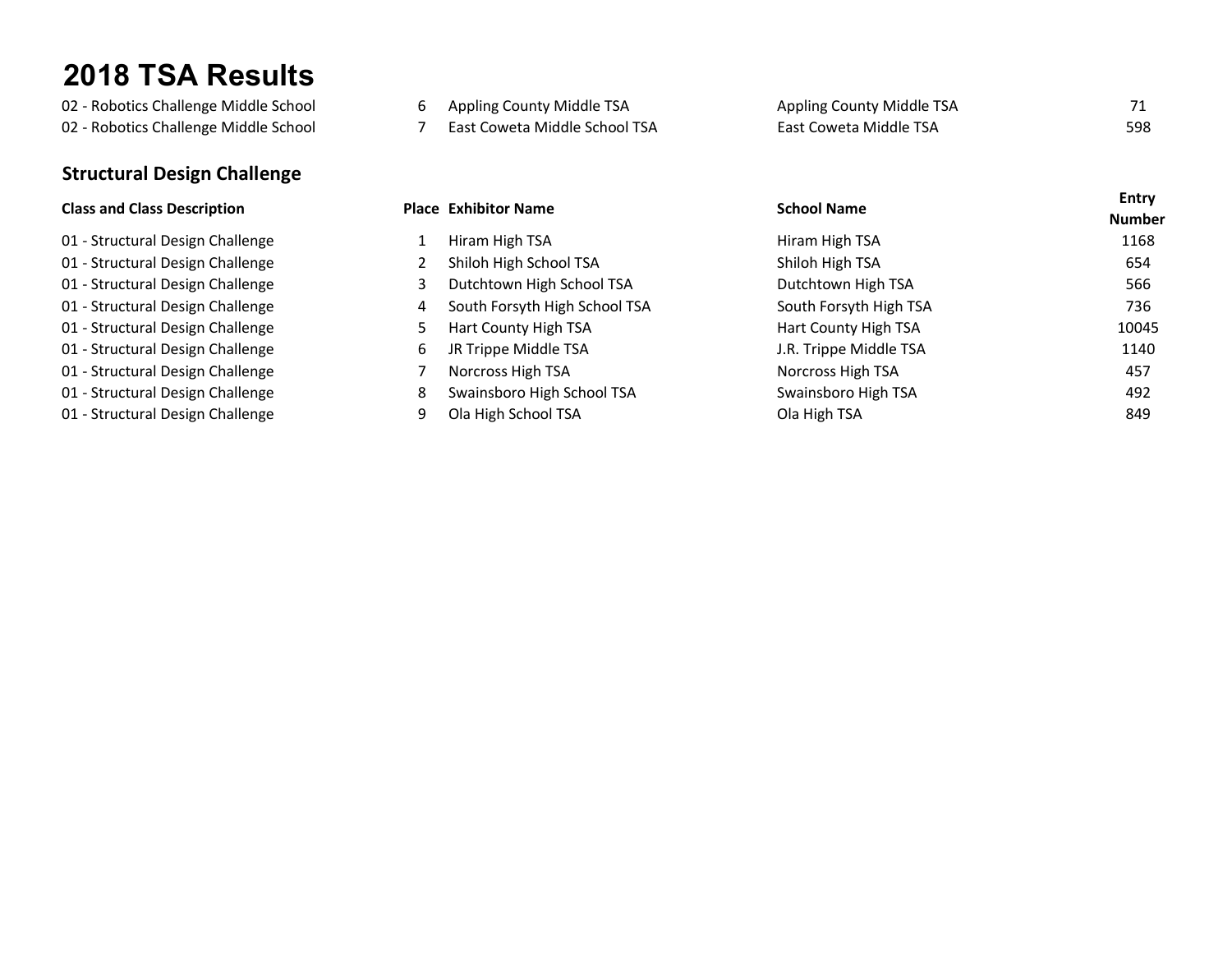# 2018 TSA Results

| | | | | |
|---|---|---|---|---|
| 02 - Robotics Challenge Middle School | 6 | Appling County Middle TSA | Appling County Middle TSA | 71 |
| 02 - Robotics Challenge Middle School | 7 | East Coweta Middle School TSA | East Coweta Middle TSA | 598 |

## Structural Design Challenge

| Class and Class Description | Place | Exhibitor Name | School Name | Entry Number |
|---|---|---|---|---|
| 01 - Structural Design Challenge | 1 | Hiram High TSA | Hiram High TSA | 1168 |
| 01 - Structural Design Challenge | 2 | Shiloh High School TSA | Shiloh High TSA | 654 |
| 01 - Structural Design Challenge | 3 | Dutchtown High School TSA | Dutchtown High TSA | 566 |
| 01 - Structural Design Challenge | 4 | South Forsyth High School TSA | South Forsyth High TSA | 736 |
| 01 - Structural Design Challenge | 5 | Hart County High TSA | Hart County High TSA | 10045 |
| 01 - Structural Design Challenge | 6 | JR Trippe Middle TSA | J.R. Trippe Middle TSA | 1140 |
| 01 - Structural Design Challenge | 7 | Norcross High TSA | Norcross High TSA | 457 |
| 01 - Structural Design Challenge | 8 | Swainsboro High School TSA | Swainsboro High TSA | 492 |
| 01 - Structural Design Challenge | 9 | Ola High School TSA | Ola High TSA | 849 |